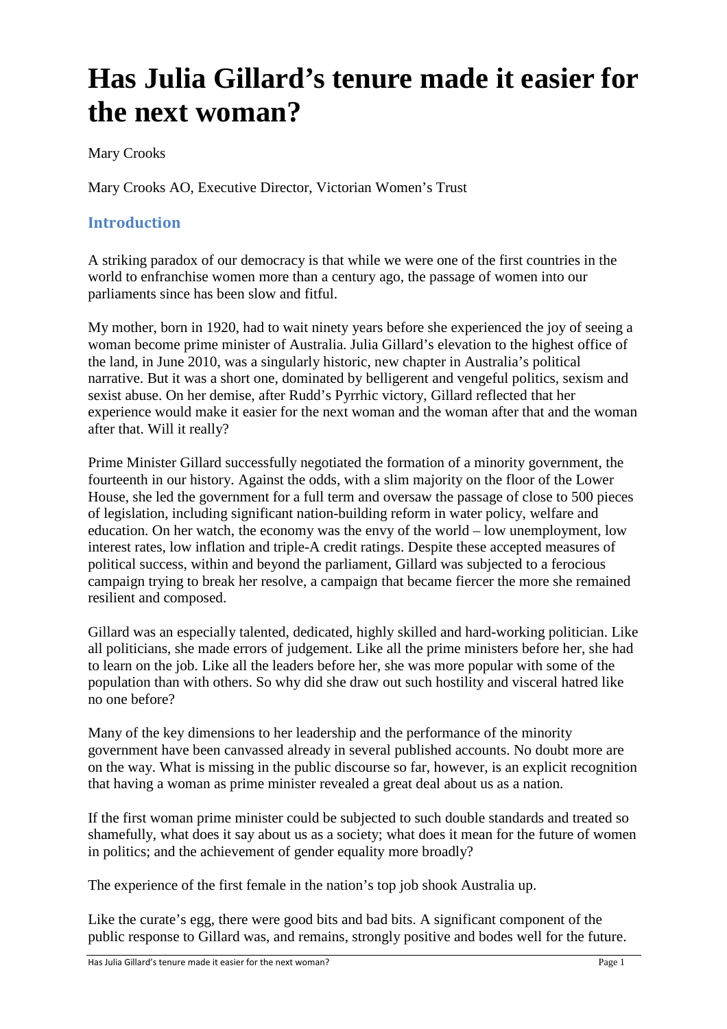# Has Julia Gillard's tenure made it easier for the next woman?

Mary Crooks

Mary Crooks AO, Executive Director, Victorian Women's Trust

## Introduction

A striking paradox of our democracy is that while we were one of the first countries in the world to enfranchise women more than a century ago, the passage of women into our parliaments since has been slow and fitful.

My mother, born in 1920, had to wait ninety years before she experienced the joy of seeing a woman become prime minister of Australia. Julia Gillard's elevation to the highest office of the land, in June 2010, was a singularly historic, new chapter in Australia's political narrative. But it was a short one, dominated by belligerent and vengeful politics, sexism and sexist abuse. On her demise, after Rudd's Pyrrhic victory, Gillard reflected that her experience would make it easier for the next woman and the woman after that and the woman after that. Will it really?

Prime Minister Gillard successfully negotiated the formation of a minority government, the fourteenth in our history. Against the odds, with a slim majority on the floor of the Lower House, she led the government for a full term and oversaw the passage of close to 500 pieces of legislation, including significant nation-building reform in water policy, welfare and education. On her watch, the economy was the envy of the world – low unemployment, low interest rates, low inflation and triple-A credit ratings. Despite these accepted measures of political success, within and beyond the parliament, Gillard was subjected to a ferocious campaign trying to break her resolve, a campaign that became fiercer the more she remained resilient and composed.

Gillard was an especially talented, dedicated, highly skilled and hard-working politician. Like all politicians, she made errors of judgement. Like all the prime ministers before her, she had to learn on the job. Like all the leaders before her, she was more popular with some of the population than with others. So why did she draw out such hostility and visceral hatred like no one before?

Many of the key dimensions to her leadership and the performance of the minority government have been canvassed already in several published accounts. No doubt more are on the way. What is missing in the public discourse so far, however, is an explicit recognition that having a woman as prime minister revealed a great deal about us as a nation.

If the first woman prime minister could be subjected to such double standards and treated so shamefully, what does it say about us as a society; what does it mean for the future of women in politics; and the achievement of gender equality more broadly?

The experience of the first female in the nation's top job shook Australia up.

Like the curate's egg, there were good bits and bad bits. A significant component of the public response to Gillard was, and remains, strongly positive and bodes well for the future.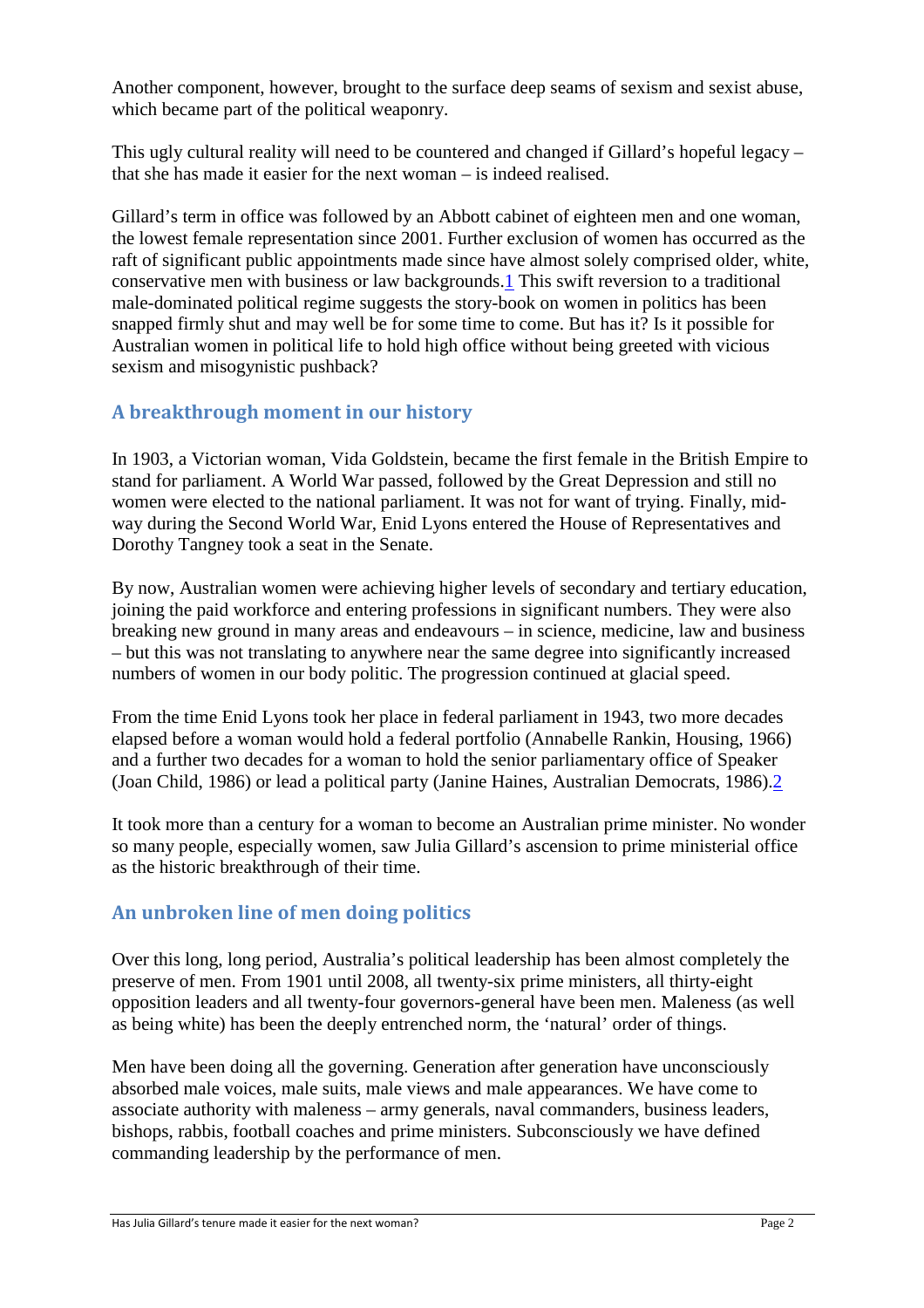Another component, however, brought to the surface deep seams of sexism and sexist abuse, which became part of the political weaponry.

This ugly cultural reality will need to be countered and changed if Gillard's hopeful legacy – that she has made it easier for the next woman – is indeed realised.

Gillard's term in office was followed by an Abbott cabinet of eighteen men and one woman, the lowest female representation since 2001. Further exclusion of women has occurred as the raft of significant public appointments made since have almost solely comprised older, white, conservative men with business or law backgrounds.[1] This swift reversion to a traditional male-dominated political regime suggests the story-book on women in politics has been snapped firmly shut and may well be for some time to come. But has it? Is it possible for Australian women in political life to hold high office without being greeted with vicious sexism and misogynistic pushback?

## A breakthrough moment in our history

In 1903, a Victorian woman, Vida Goldstein, became the first female in the British Empire to stand for parliament. A World War passed, followed by the Great Depression and still no women were elected to the national parliament. It was not for want of trying. Finally, mid-way during the Second World War, Enid Lyons entered the House of Representatives and Dorothy Tangney took a seat in the Senate.

By now, Australian women were achieving higher levels of secondary and tertiary education, joining the paid workforce and entering professions in significant numbers. They were also breaking new ground in many areas and endeavours – in science, medicine, law and business – but this was not translating to anywhere near the same degree into significantly increased numbers of women in our body politic. The progression continued at glacial speed.

From the time Enid Lyons took her place in federal parliament in 1943, two more decades elapsed before a woman would hold a federal portfolio (Annabelle Rankin, Housing, 1966) and a further two decades for a woman to hold the senior parliamentary office of Speaker (Joan Child, 1986) or lead a political party (Janine Haines, Australian Democrats, 1986).[2]

It took more than a century for a woman to become an Australian prime minister. No wonder so many people, especially women, saw Julia Gillard's ascension to prime ministerial office as the historic breakthrough of their time.

## An unbroken line of men doing politics

Over this long, long period, Australia's political leadership has been almost completely the preserve of men. From 1901 until 2008, all twenty-six prime ministers, all thirty-eight opposition leaders and all twenty-four governors-general have been men. Maleness (as well as being white) has been the deeply entrenched norm, the 'natural' order of things.

Men have been doing all the governing. Generation after generation have unconsciously absorbed male voices, male suits, male views and male appearances. We have come to associate authority with maleness – army generals, naval commanders, business leaders, bishops, rabbis, football coaches and prime ministers. Subconsciously we have defined commanding leadership by the performance of men.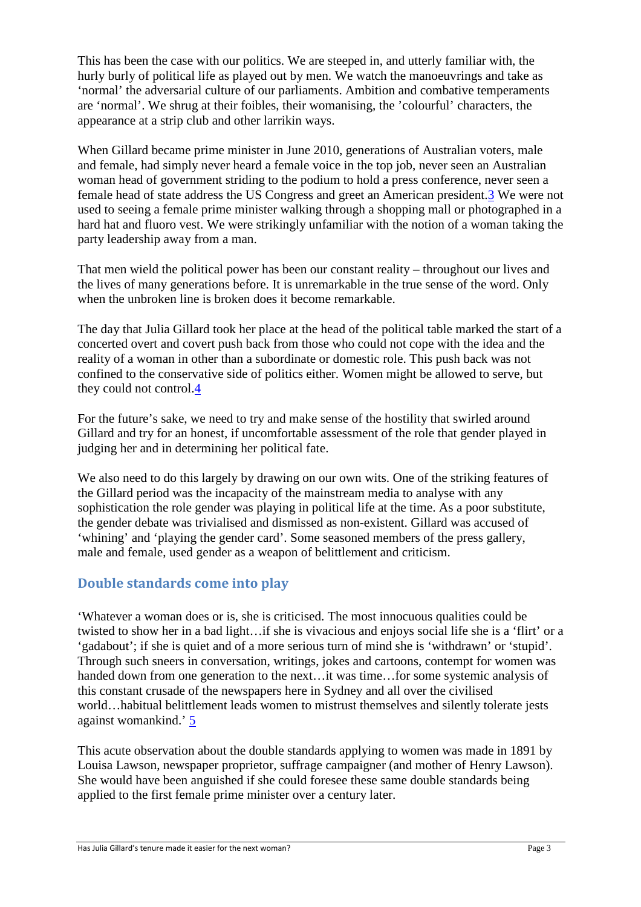This has been the case with our politics. We are steeped in, and utterly familiar with, the hurly burly of political life as played out by men. We watch the manoeuvrings and take as 'normal' the adversarial culture of our parliaments. Ambition and combative temperaments are 'normal'. We shrug at their foibles, their womanising, the 'colourful' characters, the appearance at a strip club and other larrikin ways.

When Gillard became prime minister in June 2010, generations of Australian voters, male and female, had simply never heard a female voice in the top job, never seen an Australian woman head of government striding to the podium to hold a press conference, never seen a female head of state address the US Congress and greet an American president.[3] We were not used to seeing a female prime minister walking through a shopping mall or photographed in a hard hat and fluoro vest. We were strikingly unfamiliar with the notion of a woman taking the party leadership away from a man.

That men wield the political power has been our constant reality – throughout our lives and the lives of many generations before. It is unremarkable in the true sense of the word. Only when the unbroken line is broken does it become remarkable.

The day that Julia Gillard took her place at the head of the political table marked the start of a concerted overt and covert push back from those who could not cope with the idea and the reality of a woman in other than a subordinate or domestic role. This push back was not confined to the conservative side of politics either. Women might be allowed to serve, but they could not control.[4]

For the future's sake, we need to try and make sense of the hostility that swirled around Gillard and try for an honest, if uncomfortable assessment of the role that gender played in judging her and in determining her political fate.

We also need to do this largely by drawing on our own wits. One of the striking features of the Gillard period was the incapacity of the mainstream media to analyse with any sophistication the role gender was playing in political life at the time. As a poor substitute, the gender debate was trivialised and dismissed as non-existent. Gillard was accused of 'whining' and 'playing the gender card'. Some seasoned members of the press gallery, male and female, used gender as a weapon of belittlement and criticism.

## Double standards come into play

'Whatever a woman does or is, she is criticised. The most innocuous qualities could be twisted to show her in a bad light…if she is vivacious and enjoys social life she is a 'flirt' or a 'gadabout'; if she is quiet and of a more serious turn of mind she is 'withdrawn' or 'stupid'. Through such sneers in conversation, writings, jokes and cartoons, contempt for women was handed down from one generation to the next…it was time…for some systemic analysis of this constant crusade of the newspapers here in Sydney and all over the civilised world…habitual belittlement leads women to mistrust themselves and silently tolerate jests against womankind.' [5]

This acute observation about the double standards applying to women was made in 1891 by Louisa Lawson, newspaper proprietor, suffrage campaigner (and mother of Henry Lawson). She would have been anguished if she could foresee these same double standards being applied to the first female prime minister over a century later.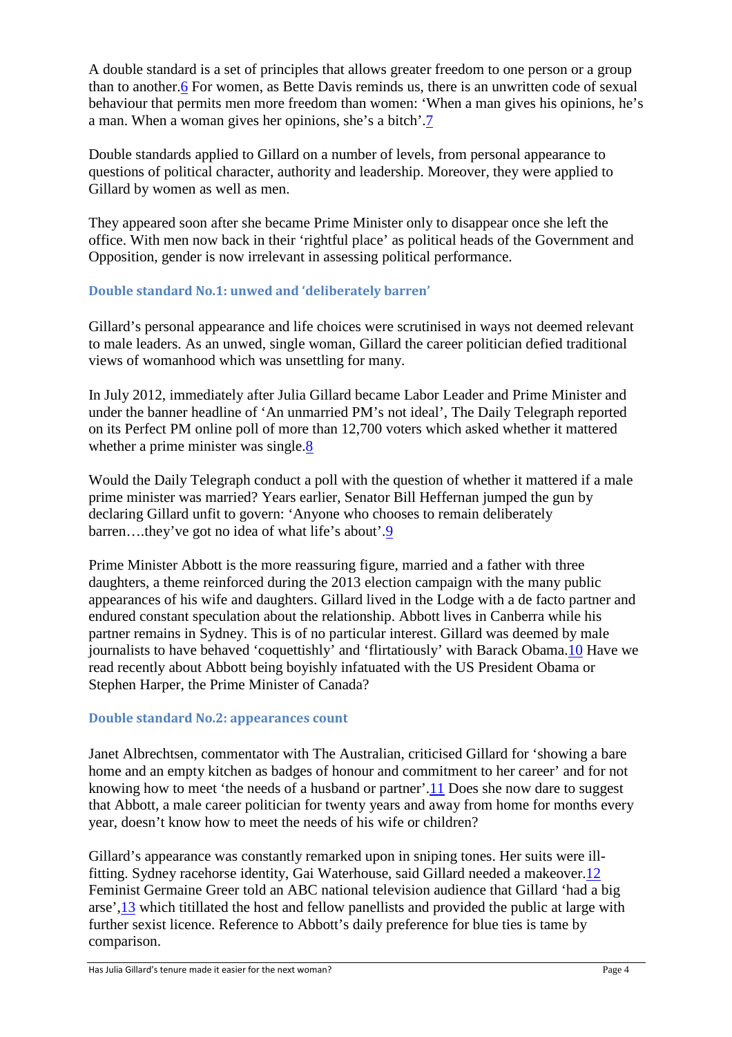A double standard is a set of principles that allows greater freedom to one person or a group than to another.[6] For women, as Bette Davis reminds us, there is an unwritten code of sexual behaviour that permits men more freedom than women: 'When a man gives his opinions, he's a man. When a woman gives her opinions, she's a bitch'.[7]

Double standards applied to Gillard on a number of levels, from personal appearance to questions of political character, authority and leadership. Moreover, they were applied to Gillard by women as well as men.

They appeared soon after she became Prime Minister only to disappear once she left the office. With men now back in their 'rightful place' as political heads of the Government and Opposition, gender is now irrelevant in assessing political performance.

### Double standard No.1: unwed and 'deliberately barren'

Gillard's personal appearance and life choices were scrutinised in ways not deemed relevant to male leaders. As an unwed, single woman, Gillard the career politician defied traditional views of womanhood which was unsettling for many.

In July 2012, immediately after Julia Gillard became Labor Leader and Prime Minister and under the banner headline of 'An unmarried PM's not ideal', The Daily Telegraph reported on its Perfect PM online poll of more than 12,700 voters which asked whether it mattered whether a prime minister was single.[8]

Would the Daily Telegraph conduct a poll with the question of whether it mattered if a male prime minister was married? Years earlier, Senator Bill Heffernan jumped the gun by declaring Gillard unfit to govern: 'Anyone who chooses to remain deliberately barren….they've got no idea of what life's about'.[9]

Prime Minister Abbott is the more reassuring figure, married and a father with three daughters, a theme reinforced during the 2013 election campaign with the many public appearances of his wife and daughters. Gillard lived in the Lodge with a de facto partner and endured constant speculation about the relationship. Abbott lives in Canberra while his partner remains in Sydney. This is of no particular interest. Gillard was deemed by male journalists to have behaved 'coquettishly' and 'flirtatiously' with Barack Obama.[10] Have we read recently about Abbott being boyishly infatuated with the US President Obama or Stephen Harper, the Prime Minister of Canada?

### Double standard No.2: appearances count

Janet Albrechtsen, commentator with The Australian, criticised Gillard for 'showing a bare home and an empty kitchen as badges of honour and commitment to her career' and for not knowing how to meet 'the needs of a husband or partner'.[11] Does she now dare to suggest that Abbott, a male career politician for twenty years and away from home for months every year, doesn't know how to meet the needs of his wife or children?

Gillard's appearance was constantly remarked upon in sniping tones. Her suits were ill-fitting. Sydney racehorse identity, Gai Waterhouse, said Gillard needed a makeover.[12] Feminist Germaine Greer told an ABC national television audience that Gillard 'had a big arse',[13] which titillated the host and fellow panellists and provided the public at large with further sexist licence. Reference to Abbott's daily preference for blue ties is tame by comparison.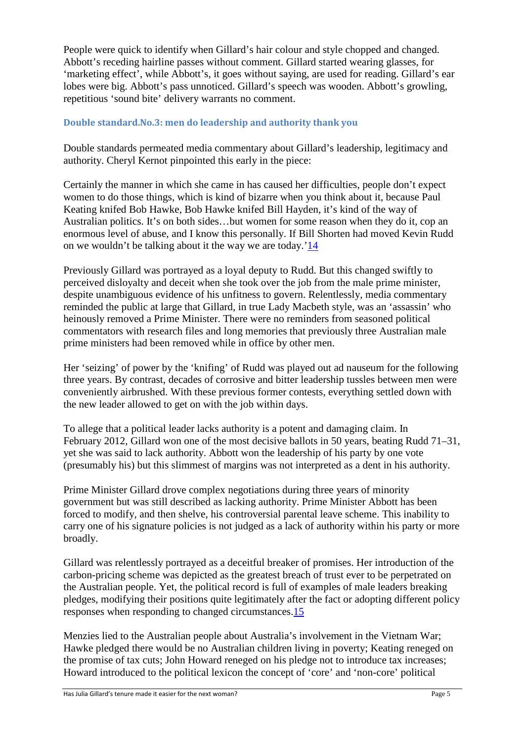People were quick to identify when Gillard's hair colour and style chopped and changed. Abbott's receding hairline passes without comment. Gillard started wearing glasses, for 'marketing effect', while Abbott's, it goes without saying, are used for reading. Gillard's ear lobes were big. Abbott's pass unnoticed. Gillard's speech was wooden. Abbott's growling, repetitious 'sound bite' delivery warrants no comment.

### Double standard.No.3: men do leadership and authority thank you

Double standards permeated media commentary about Gillard's leadership, legitimacy and authority. Cheryl Kernot pinpointed this early in the piece:

Certainly the manner in which she came in has caused her difficulties, people don't expect women to do those things, which is kind of bizarre when you think about it, because Paul Keating knifed Bob Hawke, Bob Hawke knifed Bill Hayden, it's kind of the way of Australian politics. It's on both sides…but women for some reason when they do it, cop an enormous level of abuse, and I know this personally. If Bill Shorten had moved Kevin Rudd on we wouldn't be talking about it the way we are today.'[14]

Previously Gillard was portrayed as a loyal deputy to Rudd. But this changed swiftly to perceived disloyalty and deceit when she took over the job from the male prime minister, despite unambiguous evidence of his unfitness to govern. Relentlessly, media commentary reminded the public at large that Gillard, in true Lady Macbeth style, was an 'assassin' who heinously removed a Prime Minister. There were no reminders from seasoned political commentators with research files and long memories that previously three Australian male prime ministers had been removed while in office by other men.

Her 'seizing' of power by the 'knifing' of Rudd was played out ad nauseum for the following three years. By contrast, decades of corrosive and bitter leadership tussles between men were conveniently airbrushed. With these previous former contests, everything settled down with the new leader allowed to get on with the job within days.

To allege that a political leader lacks authority is a potent and damaging claim. In February 2012, Gillard won one of the most decisive ballots in 50 years, beating Rudd 71–31, yet she was said to lack authority. Abbott won the leadership of his party by one vote (presumably his) but this slimmest of margins was not interpreted as a dent in his authority.

Prime Minister Gillard drove complex negotiations during three years of minority government but was still described as lacking authority. Prime Minister Abbott has been forced to modify, and then shelve, his controversial parental leave scheme. This inability to carry one of his signature policies is not judged as a lack of authority within his party or more broadly.

Gillard was relentlessly portrayed as a deceitful breaker of promises. Her introduction of the carbon-pricing scheme was depicted as the greatest breach of trust ever to be perpetrated on the Australian people. Yet, the political record is full of examples of male leaders breaking pledges, modifying their positions quite legitimately after the fact or adopting different policy responses when responding to changed circumstances.[15]

Menzies lied to the Australian people about Australia's involvement in the Vietnam War; Hawke pledged there would be no Australian children living in poverty; Keating reneged on the promise of tax cuts; John Howard reneged on his pledge not to introduce tax increases; Howard introduced to the political lexicon the concept of 'core' and 'non-core' political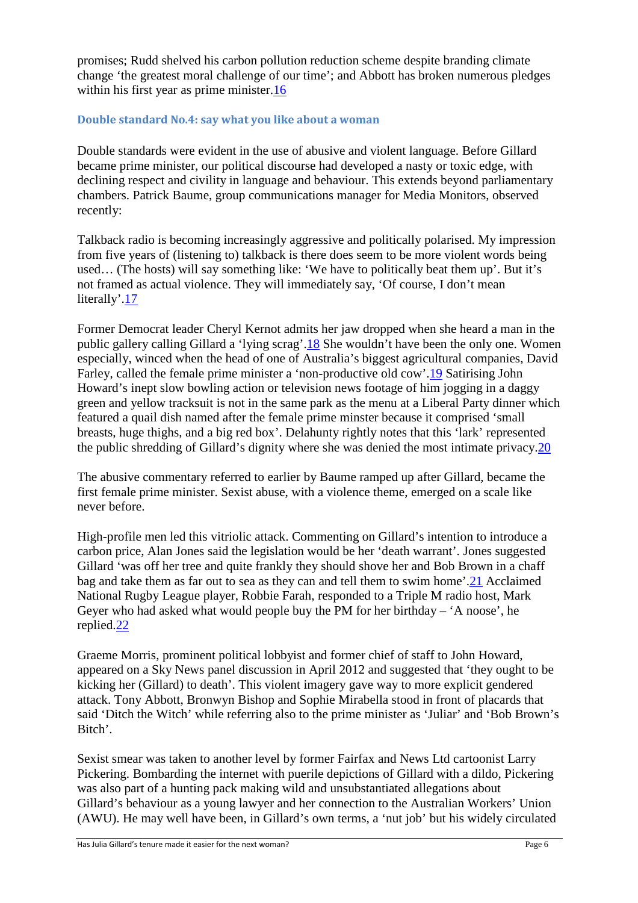promises; Rudd shelved his carbon pollution reduction scheme despite branding climate change 'the greatest moral challenge of our time'; and Abbott has broken numerous pledges within his first year as prime minister.[16]

### Double standard No.4: say what you like about a woman

Double standards were evident in the use of abusive and violent language. Before Gillard became prime minister, our political discourse had developed a nasty or toxic edge, with declining respect and civility in language and behaviour. This extends beyond parliamentary chambers. Patrick Baume, group communications manager for Media Monitors, observed recently:

Talkback radio is becoming increasingly aggressive and politically polarised. My impression from five years of (listening to) talkback is there does seem to be more violent words being used… (The hosts) will say something like: 'We have to politically beat them up'. But it's not framed as actual violence. They will immediately say, 'Of course, I don't mean literally'.[17]

Former Democrat leader Cheryl Kernot admits her jaw dropped when she heard a man in the public gallery calling Gillard a 'lying scrag'.[18] She wouldn't have been the only one. Women especially, winced when the head of one of Australia's biggest agricultural companies, David Farley, called the female prime minister a 'non-productive old cow'.[19] Satirising John Howard's inept slow bowling action or television news footage of him jogging in a daggy green and yellow tracksuit is not in the same park as the menu at a Liberal Party dinner which featured a quail dish named after the female prime minster because it comprised 'small breasts, huge thighs, and a big red box'. Delahunty rightly notes that this 'lark' represented the public shredding of Gillard's dignity where she was denied the most intimate privacy.[20]

The abusive commentary referred to earlier by Baume ramped up after Gillard, became the first female prime minister. Sexist abuse, with a violence theme, emerged on a scale like never before.

High-profile men led this vitriolic attack. Commenting on Gillard's intention to introduce a carbon price, Alan Jones said the legislation would be her 'death warrant'. Jones suggested Gillard 'was off her tree and quite frankly they should shove her and Bob Brown in a chaff bag and take them as far out to sea as they can and tell them to swim home'.[21] Acclaimed National Rugby League player, Robbie Farah, responded to a Triple M radio host, Mark Geyer who had asked what would people buy the PM for her birthday – 'A noose', he replied.[22]

Graeme Morris, prominent political lobbyist and former chief of staff to John Howard, appeared on a Sky News panel discussion in April 2012 and suggested that 'they ought to be kicking her (Gillard) to death'. This violent imagery gave way to more explicit gendered attack. Tony Abbott, Bronwyn Bishop and Sophie Mirabella stood in front of placards that said 'Ditch the Witch' while referring also to the prime minister as 'Juliar' and 'Bob Brown's Bitch'.

Sexist smear was taken to another level by former Fairfax and News Ltd cartoonist Larry Pickering. Bombarding the internet with puerile depictions of Gillard with a dildo, Pickering was also part of a hunting pack making wild and unsubstantiated allegations about Gillard's behaviour as a young lawyer and her connection to the Australian Workers' Union (AWU). He may well have been, in Gillard's own terms, a 'nut job' but his widely circulated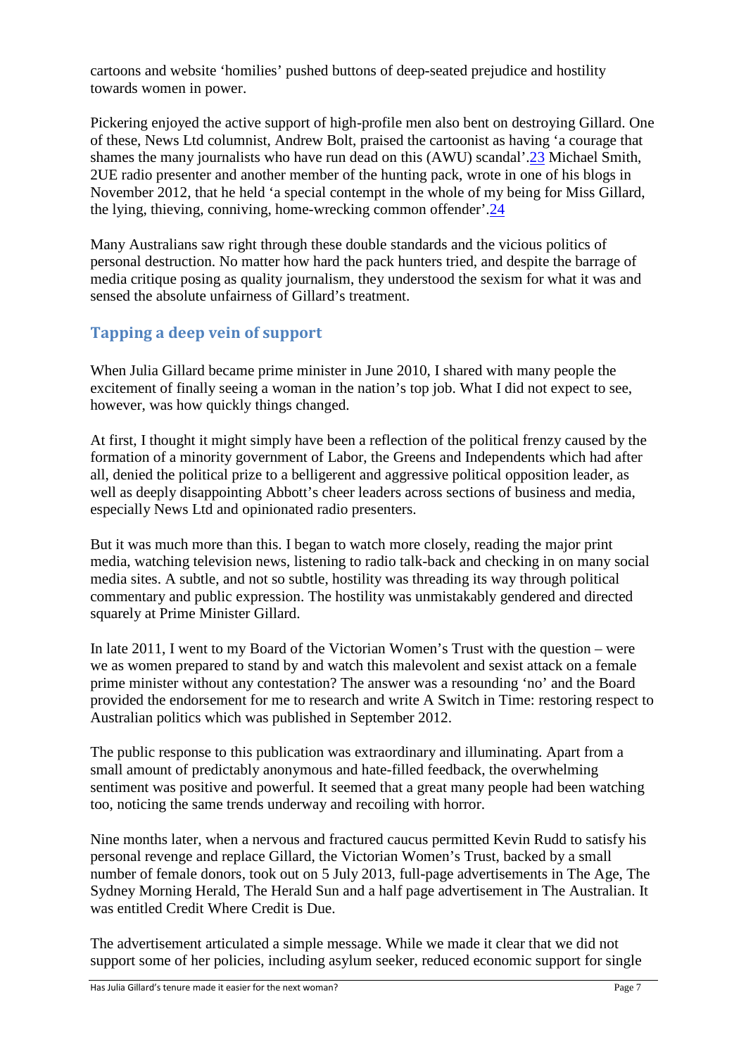cartoons and website 'homilies' pushed buttons of deep-seated prejudice and hostility towards women in power.

Pickering enjoyed the active support of high-profile men also bent on destroying Gillard. One of these, News Ltd columnist, Andrew Bolt, praised the cartoonist as having 'a courage that shames the many journalists who have run dead on this (AWU) scandal'.[23] Michael Smith, 2UE radio presenter and another member of the hunting pack, wrote in one of his blogs in November 2012, that he held 'a special contempt in the whole of my being for Miss Gillard, the lying, thieving, conniving, home-wrecking common offender'.[24]

Many Australians saw right through these double standards and the vicious politics of personal destruction. No matter how hard the pack hunters tried, and despite the barrage of media critique posing as quality journalism, they understood the sexism for what it was and sensed the absolute unfairness of Gillard's treatment.

## Tapping a deep vein of support

When Julia Gillard became prime minister in June 2010, I shared with many people the excitement of finally seeing a woman in the nation's top job. What I did not expect to see, however, was how quickly things changed.

At first, I thought it might simply have been a reflection of the political frenzy caused by the formation of a minority government of Labor, the Greens and Independents which had after all, denied the political prize to a belligerent and aggressive political opposition leader, as well as deeply disappointing Abbott's cheer leaders across sections of business and media, especially News Ltd and opinionated radio presenters.

But it was much more than this. I began to watch more closely, reading the major print media, watching television news, listening to radio talk-back and checking in on many social media sites. A subtle, and not so subtle, hostility was threading its way through political commentary and public expression. The hostility was unmistakably gendered and directed squarely at Prime Minister Gillard.

In late 2011, I went to my Board of the Victorian Women's Trust with the question – were we as women prepared to stand by and watch this malevolent and sexist attack on a female prime minister without any contestation? The answer was a resounding 'no' and the Board provided the endorsement for me to research and write A Switch in Time: restoring respect to Australian politics which was published in September 2012.

The public response to this publication was extraordinary and illuminating. Apart from a small amount of predictably anonymous and hate-filled feedback, the overwhelming sentiment was positive and powerful. It seemed that a great many people had been watching too, noticing the same trends underway and recoiling with horror.

Nine months later, when a nervous and fractured caucus permitted Kevin Rudd to satisfy his personal revenge and replace Gillard, the Victorian Women's Trust, backed by a small number of female donors, took out on 5 July 2013, full-page advertisements in The Age, The Sydney Morning Herald, The Herald Sun and a half page advertisement in The Australian. It was entitled Credit Where Credit is Due.

The advertisement articulated a simple message. While we made it clear that we did not support some of her policies, including asylum seeker, reduced economic support for single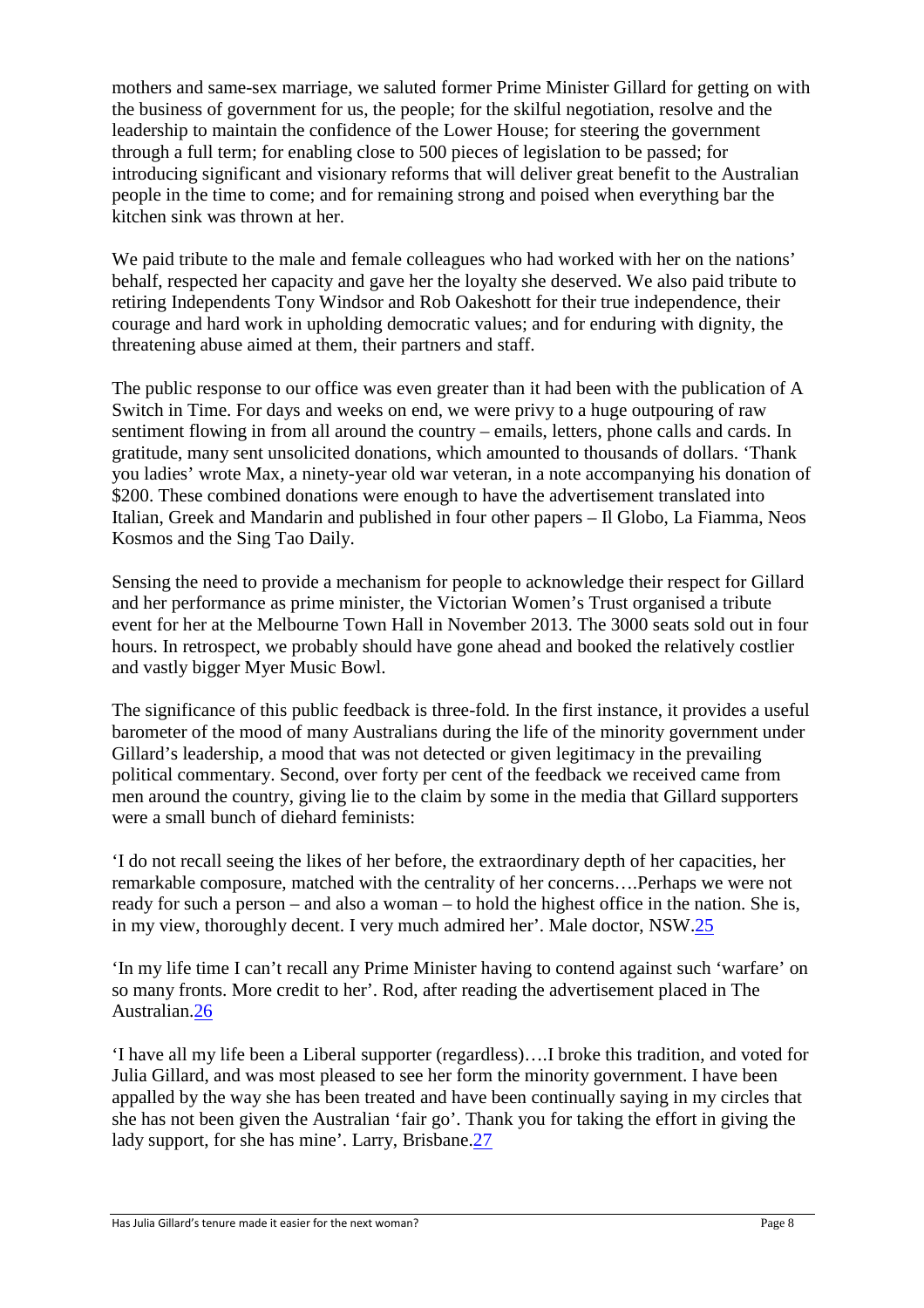mothers and same-sex marriage, we saluted former Prime Minister Gillard for getting on with the business of government for us, the people; for the skilful negotiation, resolve and the leadership to maintain the confidence of the Lower House; for steering the government through a full term; for enabling close to 500 pieces of legislation to be passed; for introducing significant and visionary reforms that will deliver great benefit to the Australian people in the time to come; and for remaining strong and poised when everything bar the kitchen sink was thrown at her.

We paid tribute to the male and female colleagues who had worked with her on the nations' behalf, respected her capacity and gave her the loyalty she deserved. We also paid tribute to retiring Independents Tony Windsor and Rob Oakeshott for their true independence, their courage and hard work in upholding democratic values; and for enduring with dignity, the threatening abuse aimed at them, their partners and staff.

The public response to our office was even greater than it had been with the publication of A Switch in Time. For days and weeks on end, we were privy to a huge outpouring of raw sentiment flowing in from all around the country – emails, letters, phone calls and cards. In gratitude, many sent unsolicited donations, which amounted to thousands of dollars. 'Thank you ladies' wrote Max, a ninety-year old war veteran, in a note accompanying his donation of $200. These combined donations were enough to have the advertisement translated into Italian, Greek and Mandarin and published in four other papers – Il Globo, La Fiamma, Neos Kosmos and the Sing Tao Daily.

Sensing the need to provide a mechanism for people to acknowledge their respect for Gillard and her performance as prime minister, the Victorian Women's Trust organised a tribute event for her at the Melbourne Town Hall in November 2013. The 3000 seats sold out in four hours. In retrospect, we probably should have gone ahead and booked the relatively costlier and vastly bigger Myer Music Bowl.

The significance of this public feedback is three-fold. In the first instance, it provides a useful barometer of the mood of many Australians during the life of the minority government under Gillard's leadership, a mood that was not detected or given legitimacy in the prevailing political commentary. Second, over forty per cent of the feedback we received came from men around the country, giving lie to the claim by some in the media that Gillard supporters were a small bunch of diehard feminists:

'I do not recall seeing the likes of her before, the extraordinary depth of her capacities, her remarkable composure, matched with the centrality of her concerns….Perhaps we were not ready for such a person – and also a woman – to hold the highest office in the nation. She is, in my view, thoroughly decent. I very much admired her'. Male doctor, NSW.[25]

'In my life time I can't recall any Prime Minister having to contend against such 'warfare' on so many fronts. More credit to her'. Rod, after reading the advertisement placed in The Australian.[26]

'I have all my life been a Liberal supporter (regardless)….I broke this tradition, and voted for Julia Gillard, and was most pleased to see her form the minority government. I have been appalled by the way she has been treated and have been continually saying in my circles that she has not been given the Australian 'fair go'. Thank you for taking the effort in giving the lady support, for she has mine'. Larry, Brisbane.[27]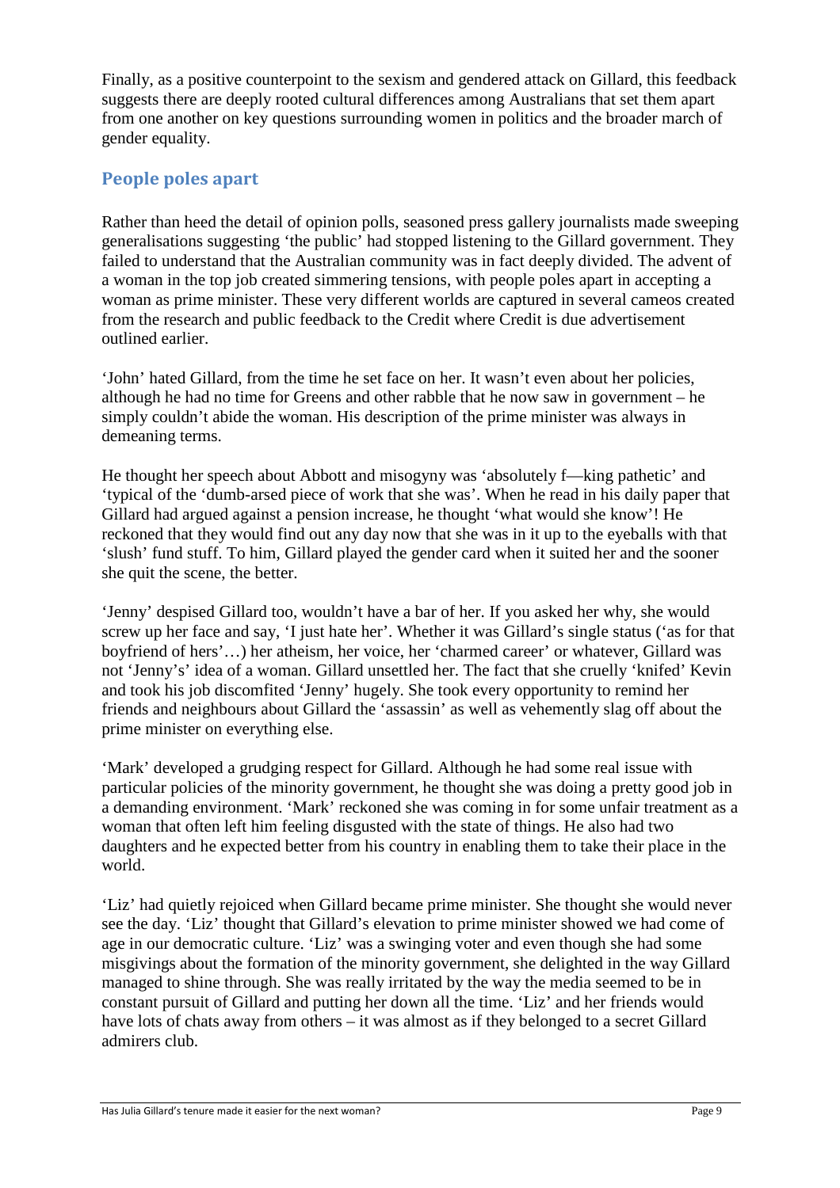Finally, as a positive counterpoint to the sexism and gendered attack on Gillard, this feedback suggests there are deeply rooted cultural differences among Australians that set them apart from one another on key questions surrounding women in politics and the broader march of gender equality.

## People poles apart

Rather than heed the detail of opinion polls, seasoned press gallery journalists made sweeping generalisations suggesting 'the public' had stopped listening to the Gillard government. They failed to understand that the Australian community was in fact deeply divided. The advent of a woman in the top job created simmering tensions, with people poles apart in accepting a woman as prime minister. These very different worlds are captured in several cameos created from the research and public feedback to the Credit where Credit is due advertisement outlined earlier.

'John' hated Gillard, from the time he set face on her. It wasn't even about her policies, although he had no time for Greens and other rabble that he now saw in government – he simply couldn't abide the woman. His description of the prime minister was always in demeaning terms.

He thought her speech about Abbott and misogyny was 'absolutely f—king pathetic' and 'typical of the 'dumb-arsed piece of work that she was'. When he read in his daily paper that Gillard had argued against a pension increase, he thought 'what would she know'! He reckoned that they would find out any day now that she was in it up to the eyeballs with that 'slush' fund stuff. To him, Gillard played the gender card when it suited her and the sooner she quit the scene, the better.

'Jenny' despised Gillard too, wouldn't have a bar of her. If you asked her why, she would screw up her face and say, 'I just hate her'. Whether it was Gillard's single status ('as for that boyfriend of hers'…) her atheism, her voice, her 'charmed career' or whatever, Gillard was not 'Jenny's' idea of a woman. Gillard unsettled her. The fact that she cruelly 'knifed' Kevin and took his job discomfited 'Jenny' hugely. She took every opportunity to remind her friends and neighbours about Gillard the 'assassin' as well as vehemently slag off about the prime minister on everything else.

'Mark' developed a grudging respect for Gillard. Although he had some real issue with particular policies of the minority government, he thought she was doing a pretty good job in a demanding environment. 'Mark' reckoned she was coming in for some unfair treatment as a woman that often left him feeling disgusted with the state of things. He also had two daughters and he expected better from his country in enabling them to take their place in the world.

'Liz' had quietly rejoiced when Gillard became prime minister. She thought she would never see the day. 'Liz' thought that Gillard's elevation to prime minister showed we had come of age in our democratic culture. 'Liz' was a swinging voter and even though she had some misgivings about the formation of the minority government, she delighted in the way Gillard managed to shine through. She was really irritated by the way the media seemed to be in constant pursuit of Gillard and putting her down all the time. 'Liz' and her friends would have lots of chats away from others – it was almost as if they belonged to a secret Gillard admirers club.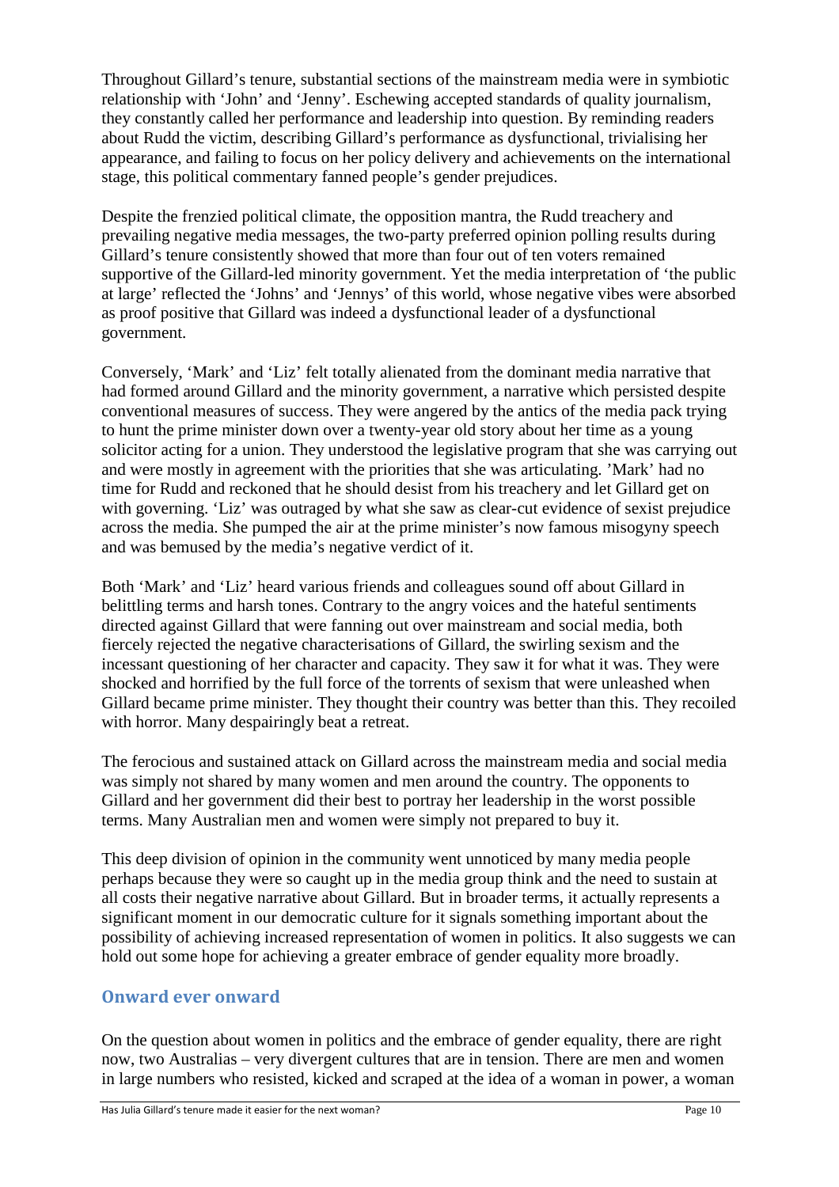Throughout Gillard's tenure, substantial sections of the mainstream media were in symbiotic relationship with 'John' and 'Jenny'. Eschewing accepted standards of quality journalism, they constantly called her performance and leadership into question. By reminding readers about Rudd the victim, describing Gillard's performance as dysfunctional, trivialising her appearance, and failing to focus on her policy delivery and achievements on the international stage, this political commentary fanned people's gender prejudices.

Despite the frenzied political climate, the opposition mantra, the Rudd treachery and prevailing negative media messages, the two-party preferred opinion polling results during Gillard's tenure consistently showed that more than four out of ten voters remained supportive of the Gillard-led minority government. Yet the media interpretation of 'the public at large' reflected the 'Johns' and 'Jennys' of this world, whose negative vibes were absorbed as proof positive that Gillard was indeed a dysfunctional leader of a dysfunctional government.

Conversely, 'Mark' and 'Liz' felt totally alienated from the dominant media narrative that had formed around Gillard and the minority government, a narrative which persisted despite conventional measures of success. They were angered by the antics of the media pack trying to hunt the prime minister down over a twenty-year old story about her time as a young solicitor acting for a union. They understood the legislative program that she was carrying out and were mostly in agreement with the priorities that she was articulating. 'Mark' had no time for Rudd and reckoned that he should desist from his treachery and let Gillard get on with governing. 'Liz' was outraged by what she saw as clear-cut evidence of sexist prejudice across the media. She pumped the air at the prime minister's now famous misogyny speech and was bemused by the media's negative verdict of it.

Both 'Mark' and 'Liz' heard various friends and colleagues sound off about Gillard in belittling terms and harsh tones. Contrary to the angry voices and the hateful sentiments directed against Gillard that were fanning out over mainstream and social media, both fiercely rejected the negative characterisations of Gillard, the swirling sexism and the incessant questioning of her character and capacity. They saw it for what it was. They were shocked and horrified by the full force of the torrents of sexism that were unleashed when Gillard became prime minister. They thought their country was better than this. They recoiled with horror. Many despairingly beat a retreat.

The ferocious and sustained attack on Gillard across the mainstream media and social media was simply not shared by many women and men around the country. The opponents to Gillard and her government did their best to portray her leadership in the worst possible terms. Many Australian men and women were simply not prepared to buy it.

This deep division of opinion in the community went unnoticed by many media people perhaps because they were so caught up in the media group think and the need to sustain at all costs their negative narrative about Gillard. But in broader terms, it actually represents a significant moment in our democratic culture for it signals something important about the possibility of achieving increased representation of women in politics. It also suggests we can hold out some hope for achieving a greater embrace of gender equality more broadly.

## Onward ever onward

On the question about women in politics and the embrace of gender equality, there are right now, two Australias – very divergent cultures that are in tension. There are men and women in large numbers who resisted, kicked and scraped at the idea of a woman in power, a woman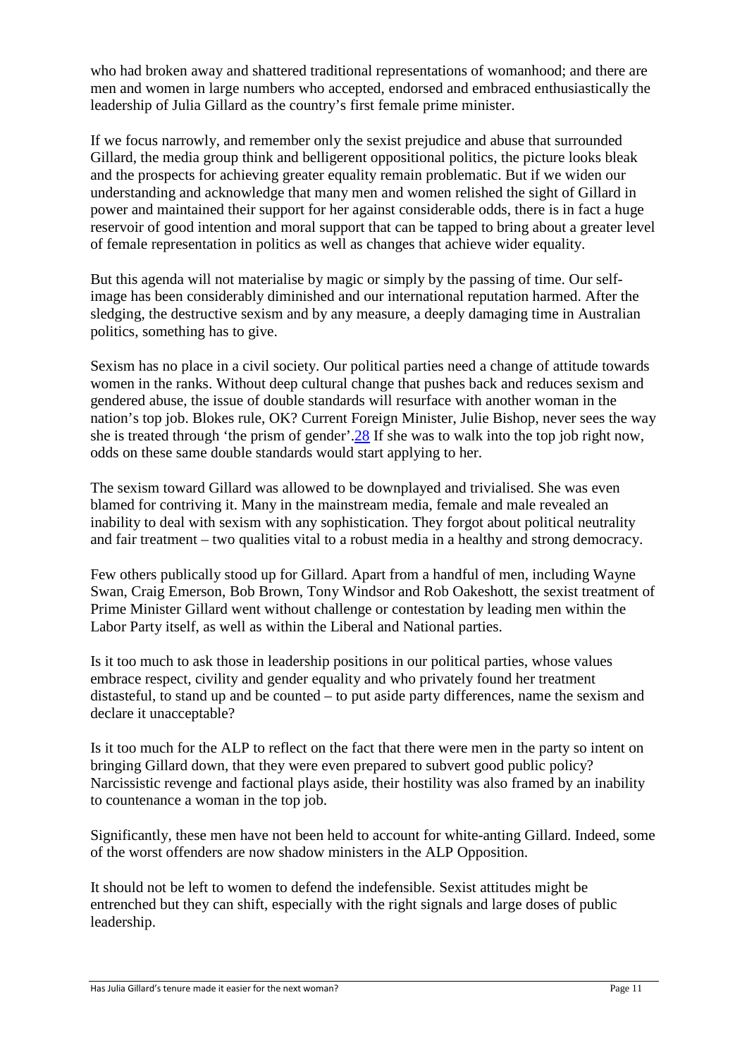who had broken away and shattered traditional representations of womanhood; and there are men and women in large numbers who accepted, endorsed and embraced enthusiastically the leadership of Julia Gillard as the country's first female prime minister.

If we focus narrowly, and remember only the sexist prejudice and abuse that surrounded Gillard, the media group think and belligerent oppositional politics, the picture looks bleak and the prospects for achieving greater equality remain problematic. But if we widen our understanding and acknowledge that many men and women relished the sight of Gillard in power and maintained their support for her against considerable odds, there is in fact a huge reservoir of good intention and moral support that can be tapped to bring about a greater level of female representation in politics as well as changes that achieve wider equality.

But this agenda will not materialise by magic or simply by the passing of time. Our self-image has been considerably diminished and our international reputation harmed. After the sledging, the destructive sexism and by any measure, a deeply damaging time in Australian politics, something has to give.

Sexism has no place in a civil society. Our political parties need a change of attitude towards women in the ranks. Without deep cultural change that pushes back and reduces sexism and gendered abuse, the issue of double standards will resurface with another woman in the nation's top job. Blokes rule, OK? Current Foreign Minister, Julie Bishop, never sees the way she is treated through 'the prism of gender'.[28] If she was to walk into the top job right now, odds on these same double standards would start applying to her.

The sexism toward Gillard was allowed to be downplayed and trivialised. She was even blamed for contriving it. Many in the mainstream media, female and male revealed an inability to deal with sexism with any sophistication. They forgot about political neutrality and fair treatment – two qualities vital to a robust media in a healthy and strong democracy.

Few others publically stood up for Gillard. Apart from a handful of men, including Wayne Swan, Craig Emerson, Bob Brown, Tony Windsor and Rob Oakeshott, the sexist treatment of Prime Minister Gillard went without challenge or contestation by leading men within the Labor Party itself, as well as within the Liberal and National parties.

Is it too much to ask those in leadership positions in our political parties, whose values embrace respect, civility and gender equality and who privately found her treatment distasteful, to stand up and be counted – to put aside party differences, name the sexism and declare it unacceptable?

Is it too much for the ALP to reflect on the fact that there were men in the party so intent on bringing Gillard down, that they were even prepared to subvert good public policy? Narcissistic revenge and factional plays aside, their hostility was also framed by an inability to countenance a woman in the top job.

Significantly, these men have not been held to account for white-anting Gillard. Indeed, some of the worst offenders are now shadow ministers in the ALP Opposition.

It should not be left to women to defend the indefensible. Sexist attitudes might be entrenched but they can shift, especially with the right signals and large doses of public leadership.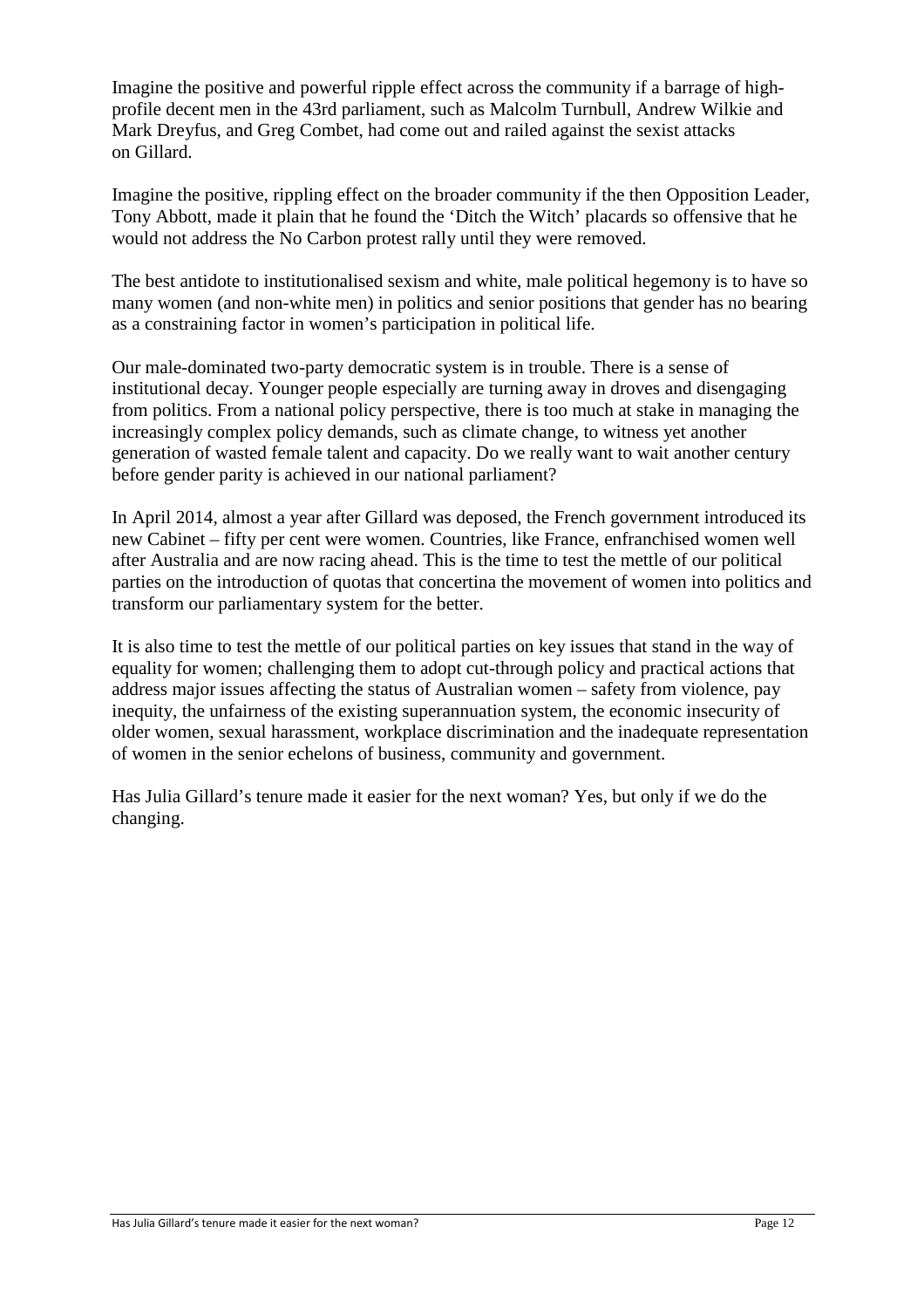Imagine the positive and powerful ripple effect across the community if a barrage of high-profile decent men in the 43rd parliament, such as Malcolm Turnbull, Andrew Wilkie and Mark Dreyfus, and Greg Combet, had come out and railed against the sexist attacks on Gillard.

Imagine the positive, rippling effect on the broader community if the then Opposition Leader, Tony Abbott, made it plain that he found the 'Ditch the Witch' placards so offensive that he would not address the No Carbon protest rally until they were removed.

The best antidote to institutionalised sexism and white, male political hegemony is to have so many women (and non-white men) in politics and senior positions that gender has no bearing as a constraining factor in women's participation in political life.

Our male-dominated two-party democratic system is in trouble. There is a sense of institutional decay. Younger people especially are turning away in droves and disengaging from politics. From a national policy perspective, there is too much at stake in managing the increasingly complex policy demands, such as climate change, to witness yet another generation of wasted female talent and capacity. Do we really want to wait another century before gender parity is achieved in our national parliament?

In April 2014, almost a year after Gillard was deposed, the French government introduced its new Cabinet – fifty per cent were women. Countries, like France, enfranchised women well after Australia and are now racing ahead. This is the time to test the mettle of our political parties on the introduction of quotas that concertina the movement of women into politics and transform our parliamentary system for the better.

It is also time to test the mettle of our political parties on key issues that stand in the way of equality for women; challenging them to adopt cut-through policy and practical actions that address major issues affecting the status of Australian women – safety from violence, pay inequity, the unfairness of the existing superannuation system, the economic insecurity of older women, sexual harassment, workplace discrimination and the inadequate representation of women in the senior echelons of business, community and government.

Has Julia Gillard's tenure made it easier for the next woman? Yes, but only if we do the changing.